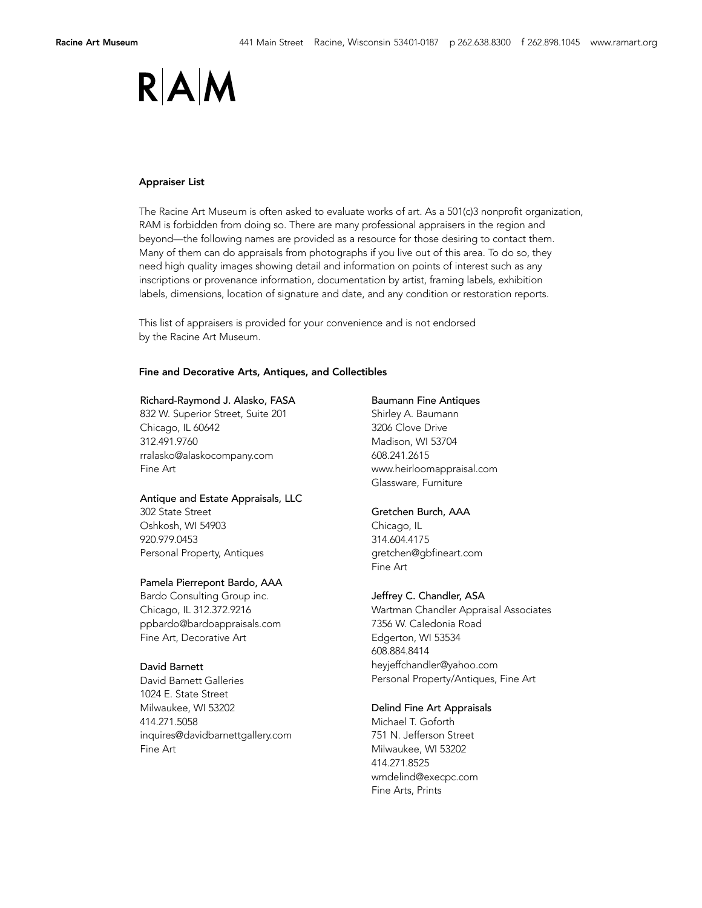RAM

## Appraiser List

The Racine Art Museum is often asked to evaluate works of art. As a 501(c)3 nonprofit organization, RAM is forbidden from doing so. There are many professional appraisers in the region and beyond—the following names are provided as a resource for those desiring to contact them. Many of them can do appraisals from photographs if you live out of this area. To do so, they need high quality images showing detail and information on points of interest such as any inscriptions or provenance information, documentation by artist, framing labels, exhibition labels, dimensions, location of signature and date, and any condition or restoration reports.

This list of appraisers is provided for your convenience and is not endorsed by the Racine Art Museum.

### Fine and Decorative Arts, Antiques, and Collectibles

**Richard-Raymond J. Alasko, FASA**
832 W. Superior Street, Suite 201
Chicago, IL 60642
312.491.9760
rralasko@alaskocompany.com
Fine Art

**Antique and Estate Appraisals, LLC**
302 State Street
Oshkosh, WI 54903
920.979.0453
Personal Property, Antiques

**Pamela Pierrepont Bardo, AAA**
Bardo Consulting Group inc.
Chicago, IL 312.372.9216
ppbardo@bardoappraisals.com
Fine Art, Decorative Art

**David Barnett**
David Barnett Galleries
1024 E. State Street
Milwaukee, WI 53202
414.271.5058
inquires@davidbarnettgallery.com
Fine Art

**Baumann Fine Antiques**
Shirley A. Baumann
3206 Clove Drive
Madison, WI 53704
608.241.2615
www.heirloomappraisal.com
Glassware, Furniture

**Gretchen Burch, AAA**
Chicago, IL
314.604.4175
gretchen@gbfineart.com
Fine Art

**Jeffrey C. Chandler, ASA**
Wartman Chandler Appraisal Associates
7356 W. Caledonia Road
Edgerton, WI 53534
608.884.8414
heyjeffchandler@yahoo.com
Personal Property/Antiques, Fine Art

**Delind Fine Art Appraisals**
Michael T. Goforth
751 N. Jefferson Street
Milwaukee, WI 53202
414.271.8525
wmdelind@execpc.com
Fine Arts, Prints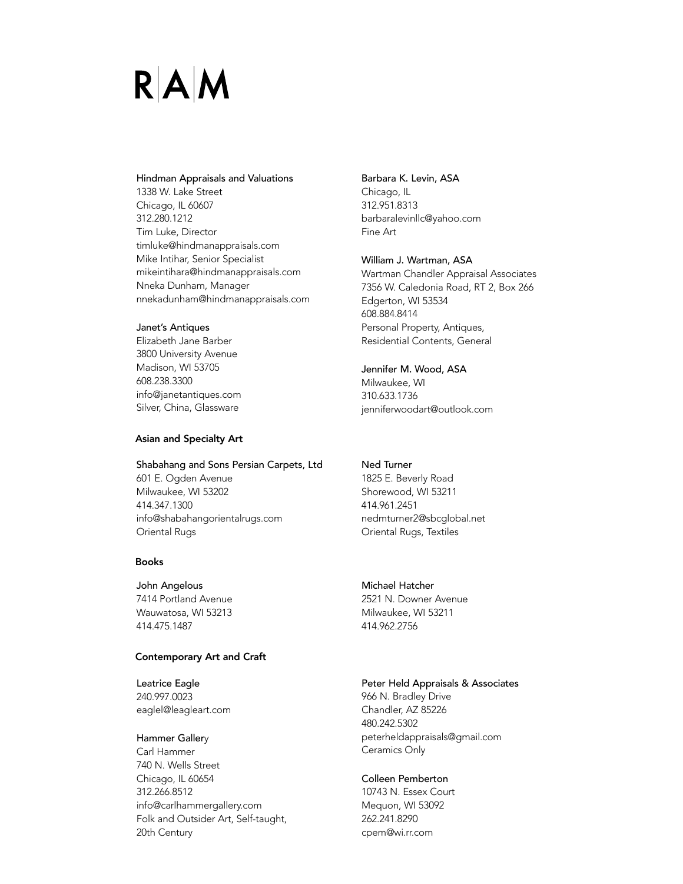# R|A|M

**Hindman Appraisals and Valuations**
1338 W. Lake Street
Chicago, IL 60607
312.280.1212
Tim Luke, Director
timluke@hindmanappraisals.com
Mike Intihar, Senior Specialist
mikeintihara@hindmanappraisals.com
Nneka Dunham, Manager
nnekadunham@hindmanappraisals.com

**Janet's Antiques**
Elizabeth Jane Barber
3800 University Avenue
Madison, WI 53705
608.238.3300
info@janetantiques.com
Silver, China, Glassware

**Barbara K. Levin, ASA**
Chicago, IL
312.951.8313
barbaralevinllc@yahoo.com
Fine Art

**William J. Wartman, ASA**
Wartman Chandler Appraisal Associates
7356 W. Caledonia Road, RT 2, Box 266
Edgerton, WI 53534
608.884.8414
Personal Property, Antiques,
Residential Contents, General

**Jennifer M. Wood, ASA**
Milwaukee, WI
310.633.1736
jenniferwoodart@outlook.com

## Asian and Specialty Art

**Shabahang and Sons Persian Carpets, Ltd**
601 E. Ogden Avenue
Milwaukee, WI 53202
414.347.1300
info@shabahangorientalrugs.com
Oriental Rugs

**Ned Turner**
1825 E. Beverly Road
Shorewood, WI 53211
414.961.2451
nedmturner2@sbcglobal.net
Oriental Rugs, Textiles

## Books

**John Angelous**
7414 Portland Avenue
Wauwatosa, WI 53213
414.475.1487

**Michael Hatcher**
2521 N. Downer Avenue
Milwaukee, WI 53211
414.962.2756

## Contemporary Art and Craft

**Leatrice Eagle**
240.997.0023
eaglel@leagleart.com

**Hammer Gallery**
Carl Hammer
740 N. Wells Street
Chicago, IL 60654
312.266.8512
info@carlhammergallery.com
Folk and Outsider Art, Self-taught,
20th Century

**Peter Held Appraisals & Associates**
966 N. Bradley Drive
Chandler, AZ 85226
480.242.5302
peterheldappraisals@gmail.com
Ceramics Only

**Colleen Pemberton**
10743 N. Essex Court
Mequon, WI 53092
262.241.8290
cpem@wi.rr.com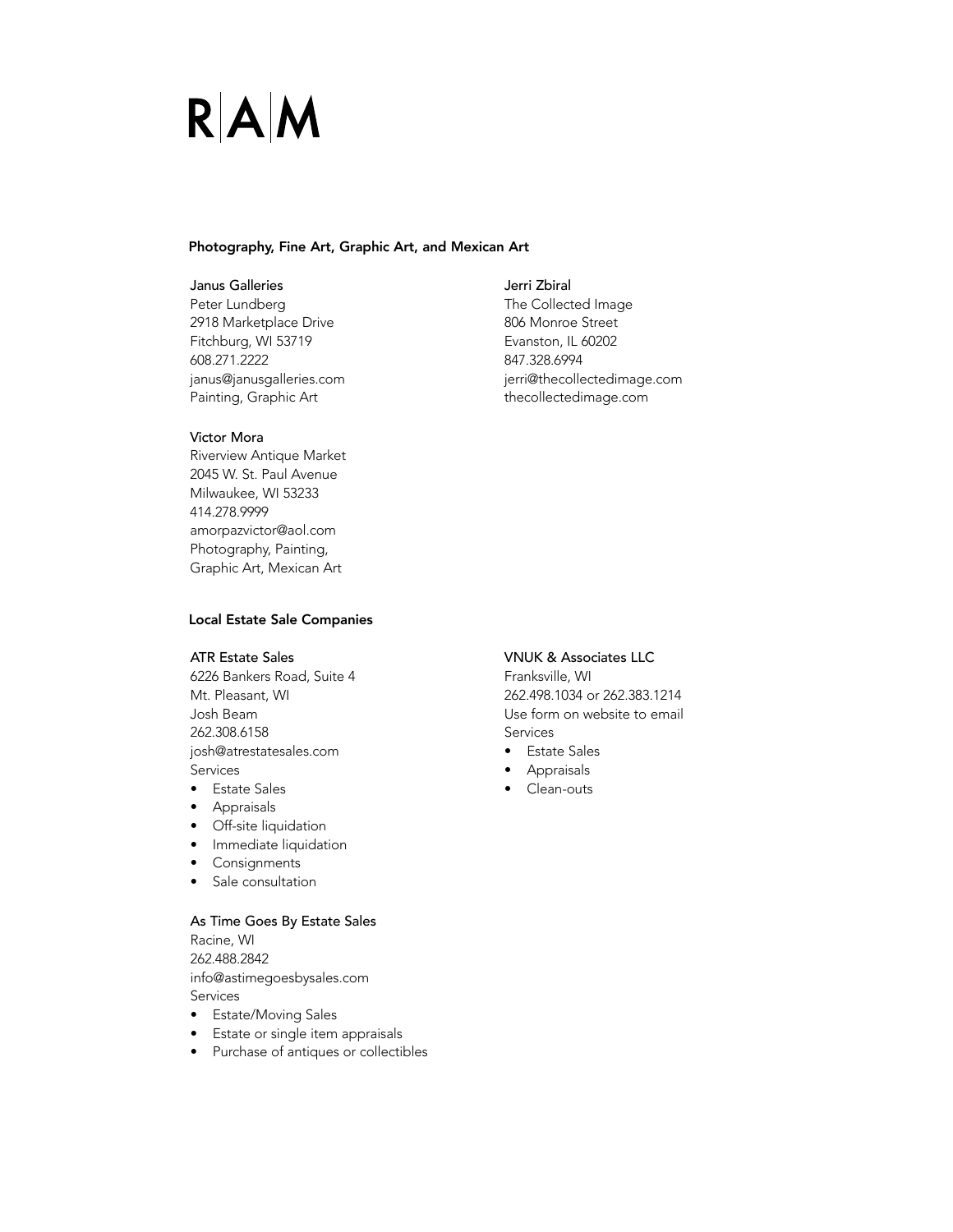# R|A|M

## Photography, Fine Art, Graphic Art, and Mexican Art

**Janus Galleries**
Peter Lundberg
2918 Marketplace Drive
Fitchburg, WI 53719
608.271.2222
janus@janusgalleries.com
Painting, Graphic Art

**Victor Mora**
Riverview Antique Market
2045 W. St. Paul Avenue
Milwaukee, WI 53233
414.278.9999
amorpazvictor@aol.com
Photography, Painting,
Graphic Art, Mexican Art

**Jerri Zbiral**
The Collected Image
806 Monroe Street
Evanston, IL 60202
847.328.6994
jerri@thecollectedimage.com
thecollectedimage.com

## Local Estate Sale Companies

**ATR Estate Sales**
6226 Bankers Road, Suite 4
Mt. Pleasant, WI
Josh Beam
262.308.6158
josh@atrestatesales.com
Services

- Estate Sales
- Appraisals
- Off-site liquidation
- Immediate liquidation
- Consignments
- Sale consultation

**As Time Goes By Estate Sales**
Racine, WI
262.488.2842
info@astimegoesbysales.com
Services

- Estate/Moving Sales
- Estate or single item appraisals
- Purchase of antiques or collectibles

**VNUK & Associates LLC**
Franksville, WI
262.498.1034 or 262.383.1214
Use form on website to email
Services

- Estate Sales
- Appraisals
- Clean-outs